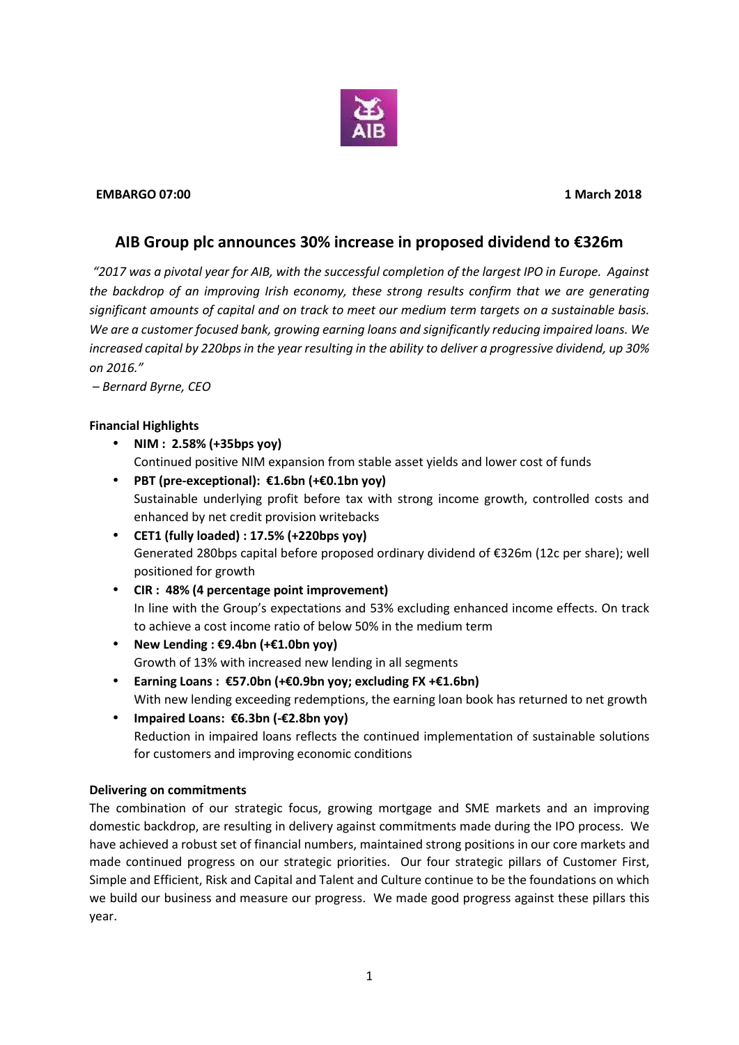**EMBARGO 07:00** **1 March 2018**

# AIB Group plc announces 30% increase in proposed dividend to €326m

*"2017 was a pivotal year for AIB, with the successful completion of the largest IPO in Europe. Against the backdrop of an improving Irish economy, these strong results confirm that we are generating significant amounts of capital and on track to meet our medium term targets on a sustainable basis. We are a customer focused bank, growing earning loans and significantly reducing impaired loans. We increased capital by 220bps in the year resulting in the ability to deliver a progressive dividend, up 30% on 2016."*

*– Bernard Byrne, CEO*

**Financial Highlights**

- **NIM : 2.58% (+35bps yoy)**
  Continued positive NIM expansion from stable asset yields and lower cost of funds
- **PBT (pre-exceptional): €1.6bn (+€0.1bn yoy)**
  Sustainable underlying profit before tax with strong income growth, controlled costs and enhanced by net credit provision writebacks
- **CET1 (fully loaded) : 17.5% (+220bps yoy)**
  Generated 280bps capital before proposed ordinary dividend of €326m (12c per share); well positioned for growth
- **CIR : 48% (4 percentage point improvement)**
  In line with the Group's expectations and 53% excluding enhanced income effects. On track to achieve a cost income ratio of below 50% in the medium term
- **New Lending : €9.4bn (+€1.0bn yoy)**
  Growth of 13% with increased new lending in all segments
- **Earning Loans : €57.0bn (+€0.9bn yoy; excluding FX +€1.6bn)**
  With new lending exceeding redemptions, the earning loan book has returned to net growth
- **Impaired Loans: €6.3bn (-€2.8bn yoy)**
  Reduction in impaired loans reflects the continued implementation of sustainable solutions for customers and improving economic conditions

**Delivering on commitments**

The combination of our strategic focus, growing mortgage and SME markets and an improving domestic backdrop, are resulting in delivery against commitments made during the IPO process. We have achieved a robust set of financial numbers, maintained strong positions in our core markets and made continued progress on our strategic priorities. Our four strategic pillars of Customer First, Simple and Efficient, Risk and Capital and Talent and Culture continue to be the foundations on which we build our business and measure our progress. We made good progress against these pillars this year.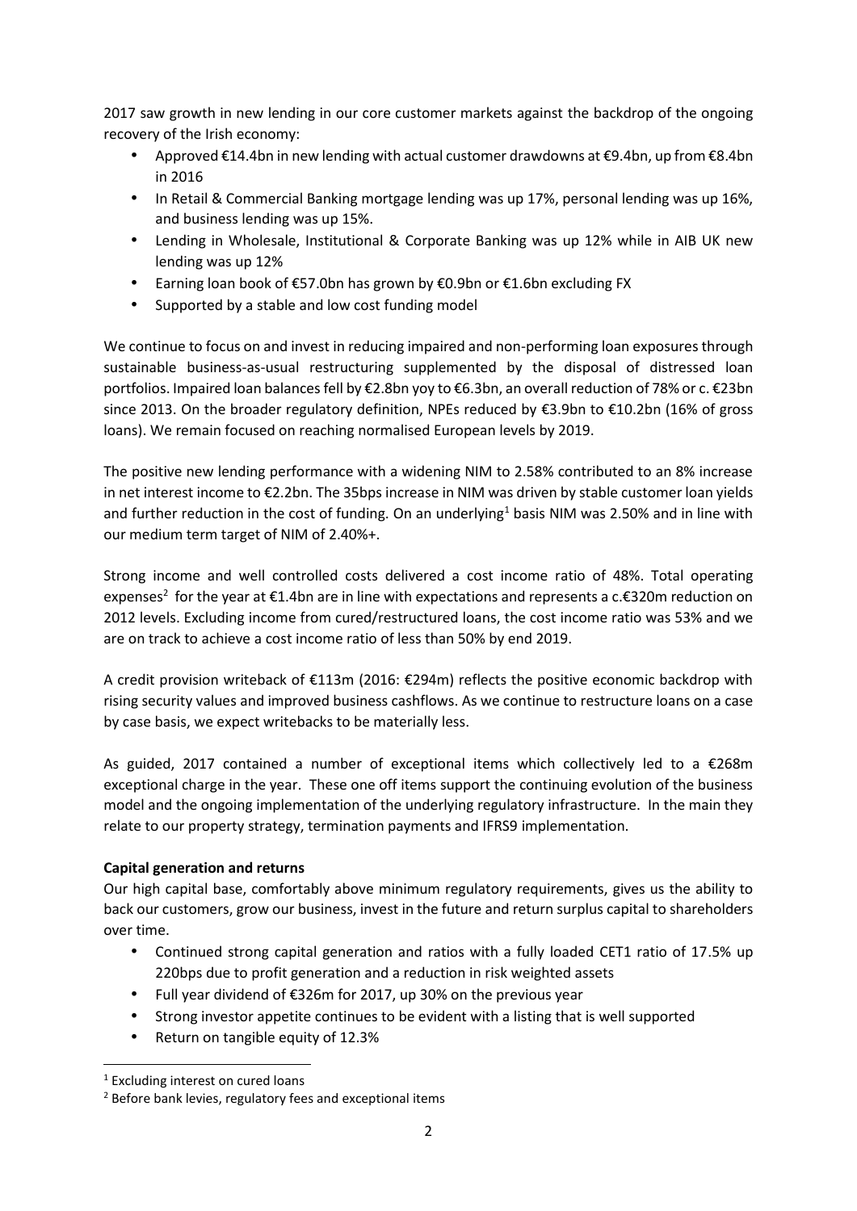2017 saw growth in new lending in our core customer markets against the backdrop of the ongoing recovery of the Irish economy:

- Approved €14.4bn in new lending with actual customer drawdowns at €9.4bn, up from €8.4bn in 2016
- In Retail & Commercial Banking mortgage lending was up 17%, personal lending was up 16%, and business lending was up 15%.
- Lending in Wholesale, Institutional & Corporate Banking was up 12% while in AIB UK new lending was up 12%
- Earning loan book of €57.0bn has grown by €0.9bn or €1.6bn excluding FX
- Supported by a stable and low cost funding model

We continue to focus on and invest in reducing impaired and non-performing loan exposures through sustainable business-as-usual restructuring supplemented by the disposal of distressed loan portfolios. Impaired loan balances fell by €2.8bn yoy to €6.3bn, an overall reduction of 78% or c. €23bn since 2013. On the broader regulatory definition, NPEs reduced by €3.9bn to €10.2bn (16% of gross loans). We remain focused on reaching normalised European levels by 2019.

The positive new lending performance with a widening NIM to 2.58% contributed to an 8% increase in net interest income to €2.2bn. The 35bps increase in NIM was driven by stable customer loan yields and further reduction in the cost of funding. On an underlying[1] basis NIM was 2.50% and in line with our medium term target of NIM of 2.40%+.

Strong income and well controlled costs delivered a cost income ratio of 48%. Total operating expenses[2] for the year at €1.4bn are in line with expectations and represents a c.€320m reduction on 2012 levels. Excluding income from cured/restructured loans, the cost income ratio was 53% and we are on track to achieve a cost income ratio of less than 50% by end 2019.

A credit provision writeback of €113m (2016: €294m) reflects the positive economic backdrop with rising security values and improved business cashflows. As we continue to restructure loans on a case by case basis, we expect writebacks to be materially less.

As guided, 2017 contained a number of exceptional items which collectively led to a €268m exceptional charge in the year. These one off items support the continuing evolution of the business model and the ongoing implementation of the underlying regulatory infrastructure. In the main they relate to our property strategy, termination payments and IFRS9 implementation.

**Capital generation and returns**

Our high capital base, comfortably above minimum regulatory requirements, gives us the ability to back our customers, grow our business, invest in the future and return surplus capital to shareholders over time.

- Continued strong capital generation and ratios with a fully loaded CET1 ratio of 17.5% up 220bps due to profit generation and a reduction in risk weighted assets
- Full year dividend of €326m for 2017, up 30% on the previous year
- Strong investor appetite continues to be evident with a listing that is well supported
- Return on tangible equity of 12.3%

[1] Excluding interest on cured loans

[2] Before bank levies, regulatory fees and exceptional items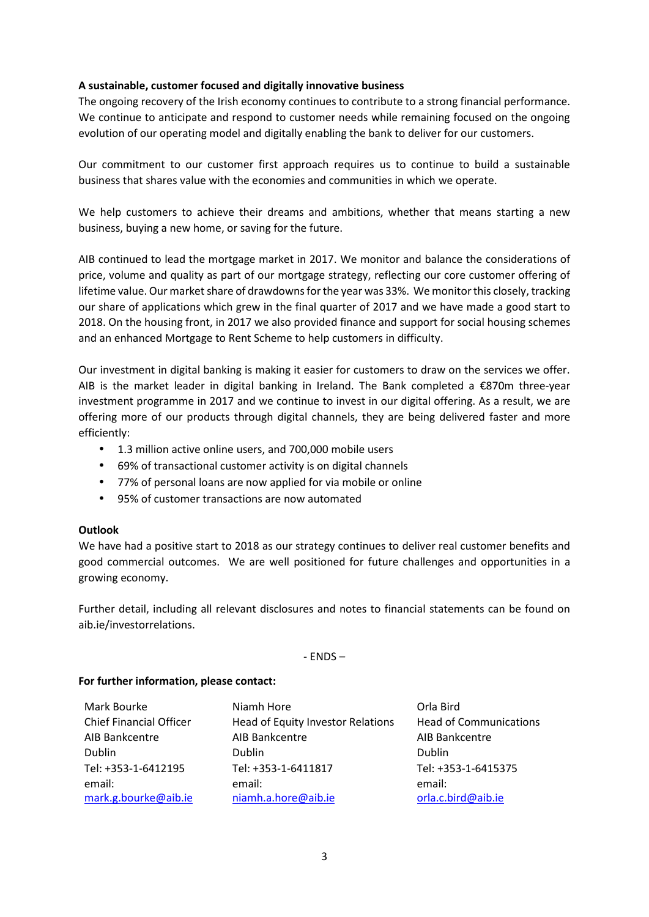**A sustainable, customer focused and digitally innovative business**

The ongoing recovery of the Irish economy continues to contribute to a strong financial performance. We continue to anticipate and respond to customer needs while remaining focused on the ongoing evolution of our operating model and digitally enabling the bank to deliver for our customers.

Our commitment to our customer first approach requires us to continue to build a sustainable business that shares value with the economies and communities in which we operate.

We help customers to achieve their dreams and ambitions, whether that means starting a new business, buying a new home, or saving for the future.

AIB continued to lead the mortgage market in 2017. We monitor and balance the considerations of price, volume and quality as part of our mortgage strategy, reflecting our core customer offering of lifetime value. Our market share of drawdowns for the year was 33%. We monitor this closely, tracking our share of applications which grew in the final quarter of 2017 and we have made a good start to 2018. On the housing front, in 2017 we also provided finance and support for social housing schemes and an enhanced Mortgage to Rent Scheme to help customers in difficulty.

Our investment in digital banking is making it easier for customers to draw on the services we offer. AIB is the market leader in digital banking in Ireland. The Bank completed a €870m three-year investment programme in 2017 and we continue to invest in our digital offering. As a result, we are offering more of our products through digital channels, they are being delivered faster and more efficiently:

- 1.3 million active online users, and 700,000 mobile users
- 69% of transactional customer activity is on digital channels
- 77% of personal loans are now applied for via mobile or online
- 95% of customer transactions are now automated

**Outlook**

We have had a positive start to 2018 as our strategy continues to deliver real customer benefits and good commercial outcomes. We are well positioned for future challenges and opportunities in a growing economy.

Further detail, including all relevant disclosures and notes to financial statements can be found on aib.ie/investorrelations.

- ENDS –

**For further information, please contact:**

Mark Bourke
Chief Financial Officer
AIB Bankcentre
Dublin
Tel: +353-1-6412195
email:
mark.g.bourke@aib.ie

Niamh Hore
Head of Equity Investor Relations
AIB Bankcentre
Dublin
Tel: +353-1-6411817
email:
niamh.a.hore@aib.ie

Orla Bird
Head of Communications
AIB Bankcentre
Dublin
Tel: +353-1-6415375
email:
orla.c.bird@aib.ie